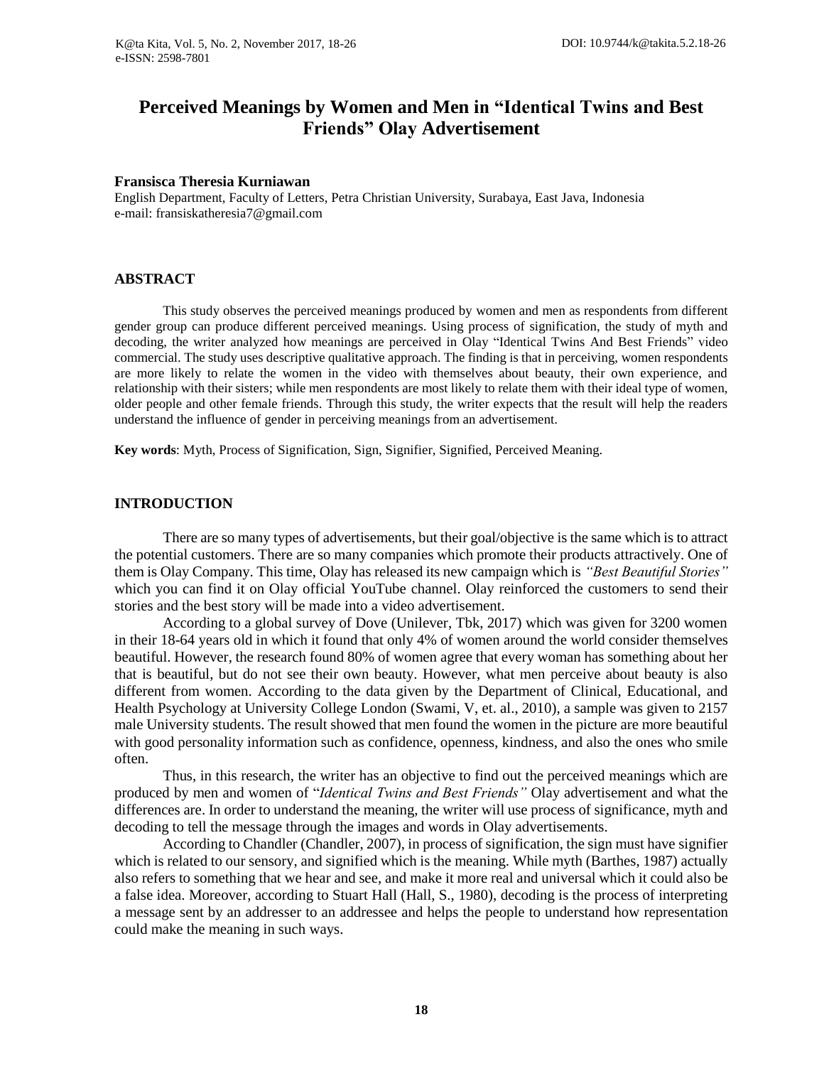# Perceived Meanings by Women and Men in "Identical Twins and Best Friends" Olay Advertisement

**Fransisca Theresia Kurniawan**
English Department, Faculty of Letters, Petra Christian University, Surabaya, East Java, Indonesia
e-mail: fransiskatheresia7@gmail.com

## ABSTRACT

This study observes the perceived meanings produced by women and men as respondents from different gender group can produce different perceived meanings. Using process of signification, the study of myth and decoding, the writer analyzed how meanings are perceived in Olay "Identical Twins And Best Friends" video commercial. The study uses descriptive qualitative approach. The finding is that in perceiving, women respondents are more likely to relate the women in the video with themselves about beauty, their own experience, and relationship with their sisters; while men respondents are most likely to relate them with their ideal type of women, older people and other female friends. Through this study, the writer expects that the result will help the readers understand the influence of gender in perceiving meanings from an advertisement.

**Key words**: Myth, Process of Signification, Sign, Signifier, Signified, Perceived Meaning.

## INTRODUCTION

There are so many types of advertisements, but their goal/objective is the same which is to attract the potential customers. There are so many companies which promote their products attractively. One of them is Olay Company. This time, Olay has released its new campaign which is *"Best Beautiful Stories"* which you can find it on Olay official YouTube channel. Olay reinforced the customers to send their stories and the best story will be made into a video advertisement.

According to a global survey of Dove (Unilever, Tbk, 2017) which was given for 3200 women in their 18-64 years old in which it found that only 4% of women around the world consider themselves beautiful. However, the research found 80% of women agree that every woman has something about her that is beautiful, but do not see their own beauty. However, what men perceive about beauty is also different from women. According to the data given by the Department of Clinical, Educational, and Health Psychology at University College London (Swami, V, et. al., 2010), a sample was given to 2157 male University students. The result showed that men found the women in the picture are more beautiful with good personality information such as confidence, openness, kindness, and also the ones who smile often.

Thus, in this research, the writer has an objective to find out the perceived meanings which are produced by men and women of "*Identical Twins and Best Friends"* Olay advertisement and what the differences are. In order to understand the meaning, the writer will use process of significance, myth and decoding to tell the message through the images and words in Olay advertisements.

According to Chandler (Chandler, 2007), in process of signification, the sign must have signifier which is related to our sensory, and signified which is the meaning. While myth (Barthes, 1987) actually also refers to something that we hear and see, and make it more real and universal which it could also be a false idea. Moreover, according to Stuart Hall (Hall, S., 1980), decoding is the process of interpreting a message sent by an addresser to an addressee and helps the people to understand how representation could make the meaning in such ways.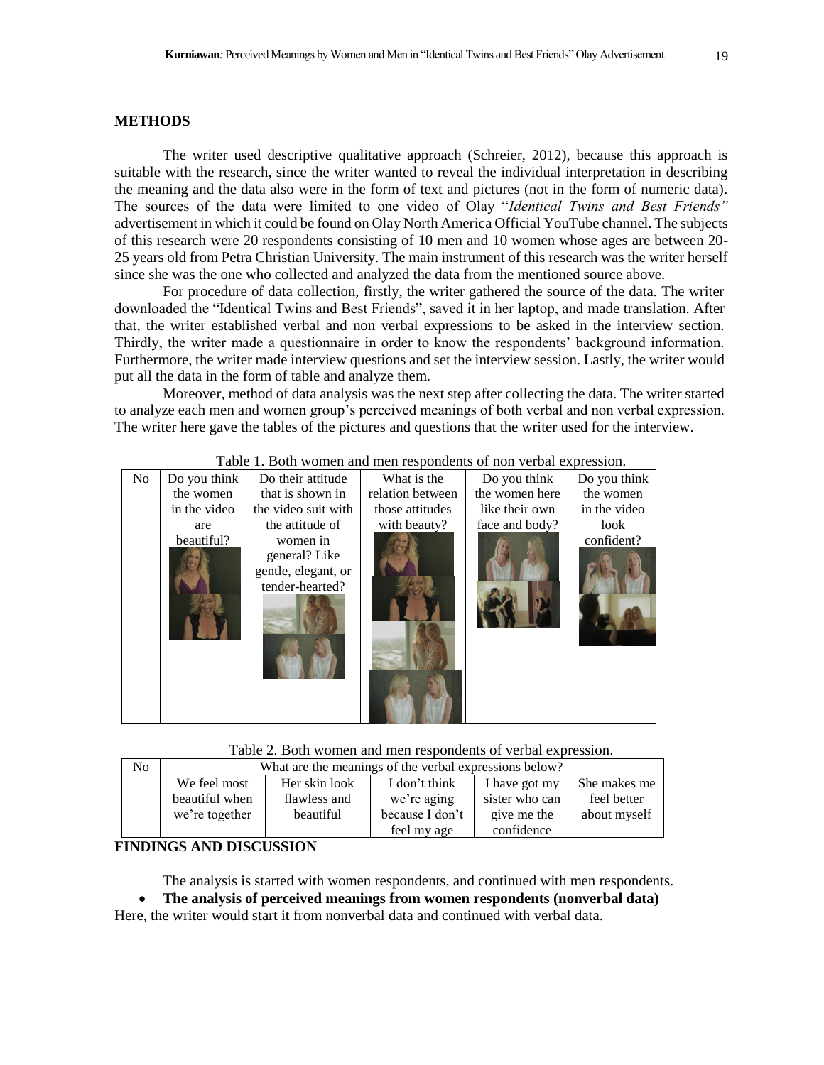## METHODS

The writer used descriptive qualitative approach (Schreier, 2012), because this approach is suitable with the research, since the writer wanted to reveal the individual interpretation in describing the meaning and the data also were in the form of text and pictures (not in the form of numeric data). The sources of the data were limited to one video of Olay "*Identical Twins and Best Friends"* advertisement in which it could be found on Olay North America Official YouTube channel. The subjects of this research were 20 respondents consisting of 10 men and 10 women whose ages are between 20-25 years old from Petra Christian University. The main instrument of this research was the writer herself since she was the one who collected and analyzed the data from the mentioned source above.

For procedure of data collection, firstly, the writer gathered the source of the data. The writer downloaded the "Identical Twins and Best Friends", saved it in her laptop, and made translation. After that, the writer established verbal and non verbal expressions to be asked in the interview section. Thirdly, the writer made a questionnaire in order to know the respondents' background information. Furthermore, the writer made interview questions and set the interview session. Lastly, the writer would put all the data in the form of table and analyze them.

Moreover, method of data analysis was the next step after collecting the data. The writer started to analyze each men and women group's perceived meanings of both verbal and non verbal expression. The writer here gave the tables of the pictures and questions that the writer used for the interview.

Table 1. Both women and men respondents of non verbal expression.

| No | Do you think the women in the video are beautiful? | Do their attitude that is shown in the video suit with the attitude of women in general? Like gentle, elegant, or tender-hearted? | What is the relation between those attitudes with beauty? | Do you think the women here like their own face and body? | Do you think the women in the video look confident? |
|---|---|---|---|---|---|
| | | | | | |

Table 2. Both women and men respondents of verbal expression.

| No | What are the meanings of the verbal expressions below? | | | | |
|---|---|---|---|---|---|
| | We feel most beautiful when we're together | Her skin look flawless and beautiful | I don't think we're aging because I don't feel my age | I have got my sister who can give me the confidence | She makes me feel better about myself |

## FINDINGS AND DISCUSSION

The analysis is started with women respondents, and continued with men respondents.

- **The analysis of perceived meanings from women respondents (nonverbal data)**

Here, the writer would start it from nonverbal data and continued with verbal data.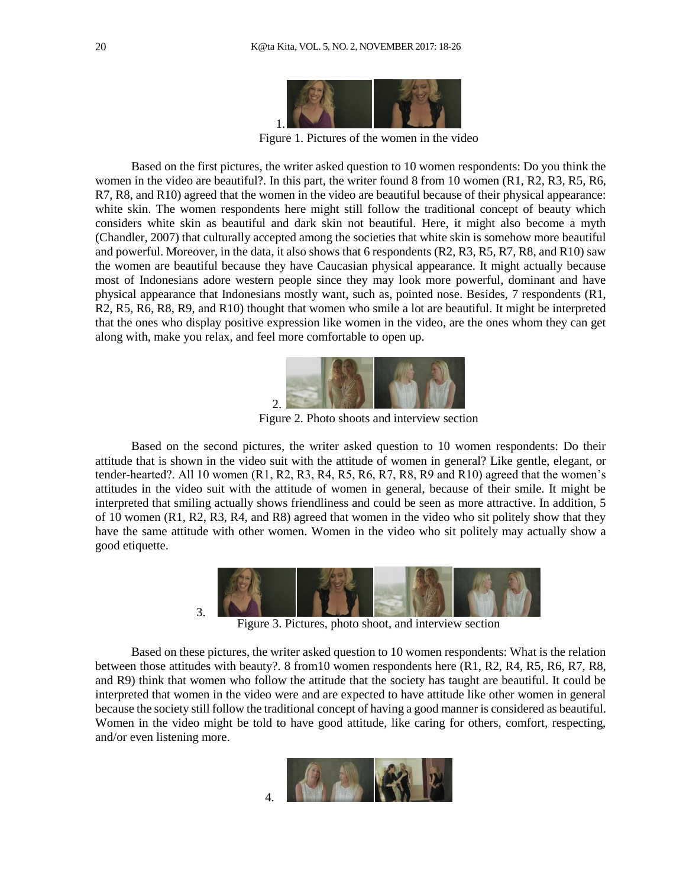1.

Figure 1. Pictures of the women in the video

Based on the first pictures, the writer asked question to 10 women respondents: Do you think the women in the video are beautiful?. In this part, the writer found 8 from 10 women (R1, R2, R3, R5, R6, R7, R8, and R10) agreed that the women in the video are beautiful because of their physical appearance: white skin. The women respondents here might still follow the traditional concept of beauty which considers white skin as beautiful and dark skin not beautiful. Here, it might also become a myth (Chandler, 2007) that culturally accepted among the societies that white skin is somehow more beautiful and powerful. Moreover, in the data, it also shows that 6 respondents (R2, R3, R5, R7, R8, and R10) saw the women are beautiful because they have Caucasian physical appearance. It might actually because most of Indonesians adore western people since they may look more powerful, dominant and have physical appearance that Indonesians mostly want, such as, pointed nose. Besides, 7 respondents (R1, R2, R5, R6, R8, R9, and R10) thought that women who smile a lot are beautiful. It might be interpreted that the ones who display positive expression like women in the video, are the ones whom they can get along with, make you relax, and feel more comfortable to open up.

2.

Figure 2. Photo shoots and interview section

Based on the second pictures, the writer asked question to 10 women respondents: Do their attitude that is shown in the video suit with the attitude of women in general? Like gentle, elegant, or tender-hearted?. All 10 women (R1, R2, R3, R4, R5, R6, R7, R8, R9 and R10) agreed that the women's attitudes in the video suit with the attitude of women in general, because of their smile. It might be interpreted that smiling actually shows friendliness and could be seen as more attractive. In addition, 5 of 10 women (R1, R2, R3, R4, and R8) agreed that women in the video who sit politely show that they have the same attitude with other women. Women in the video who sit politely may actually show a good etiquette.

3.

Figure 3. Pictures, photo shoot, and interview section

Based on these pictures, the writer asked question to 10 women respondents: What is the relation between those attitudes with beauty?. 8 from10 women respondents here (R1, R2, R4, R5, R6, R7, R8, and R9) think that women who follow the attitude that the society has taught are beautiful. It could be interpreted that women in the video were and are expected to have attitude like other women in general because the society still follow the traditional concept of having a good manner is considered as beautiful. Women in the video might be told to have good attitude, like caring for others, comfort, respecting, and/or even listening more.

4.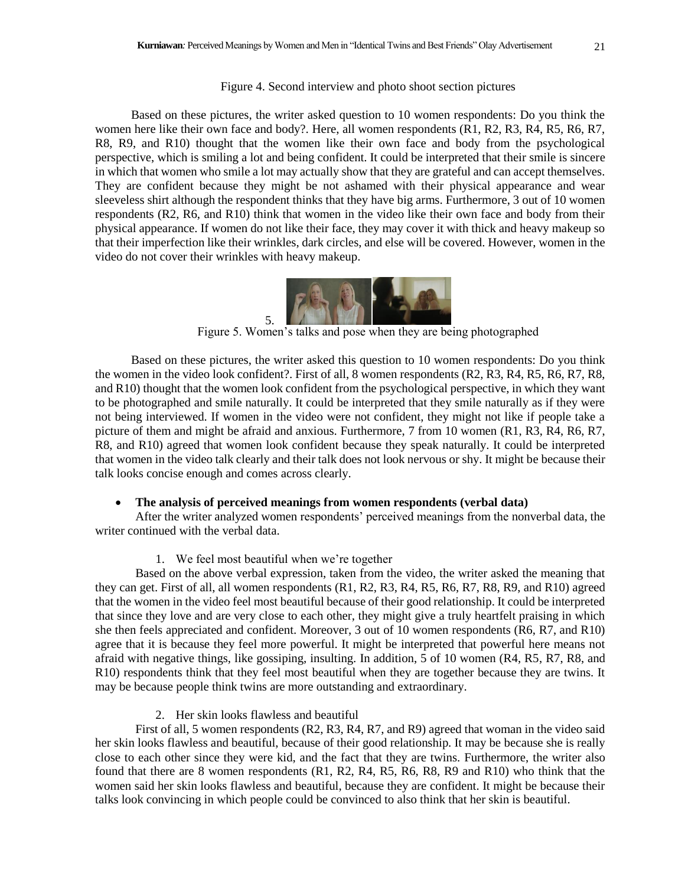Figure 4. Second interview and photo shoot section pictures

Based on these pictures, the writer asked question to 10 women respondents: Do you think the women here like their own face and body?. Here, all women respondents (R1, R2, R3, R4, R5, R6, R7, R8, R9, and R10) thought that the women like their own face and body from the psychological perspective, which is smiling a lot and being confident. It could be interpreted that their smile is sincere in which that women who smile a lot may actually show that they are grateful and can accept themselves. They are confident because they might be not ashamed with their physical appearance and wear sleeveless shirt although the respondent thinks that they have big arms. Furthermore, 3 out of 10 women respondents (R2, R6, and R10) think that women in the video like their own face and body from their physical appearance. If women do not like their face, they may cover it with thick and heavy makeup so that their imperfection like their wrinkles, dark circles, and else will be covered. However, women in the video do not cover their wrinkles with heavy makeup.

5.

Figure 5. Women's talks and pose when they are being photographed

Based on these pictures, the writer asked this question to 10 women respondents: Do you think the women in the video look confident?. First of all, 8 women respondents (R2, R3, R4, R5, R6, R7, R8, and R10) thought that the women look confident from the psychological perspective, in which they want to be photographed and smile naturally. It could be interpreted that they smile naturally as if they were not being interviewed. If women in the video were not confident, they might not like if people take a picture of them and might be afraid and anxious. Furthermore, 7 from 10 women (R1, R3, R4, R6, R7, R8, and R10) agreed that women look confident because they speak naturally. It could be interpreted that women in the video talk clearly and their talk does not look nervous or shy. It might be because their talk looks concise enough and comes across clearly.

- **The analysis of perceived meanings from women respondents (verbal data)**

After the writer analyzed women respondents' perceived meanings from the nonverbal data, the writer continued with the verbal data.

1. We feel most beautiful when we're together

Based on the above verbal expression, taken from the video, the writer asked the meaning that they can get. First of all, all women respondents (R1, R2, R3, R4, R5, R6, R7, R8, R9, and R10) agreed that the women in the video feel most beautiful because of their good relationship. It could be interpreted that since they love and are very close to each other, they might give a truly heartfelt praising in which she then feels appreciated and confident. Moreover, 3 out of 10 women respondents (R6, R7, and R10) agree that it is because they feel more powerful. It might be interpreted that powerful here means not afraid with negative things, like gossiping, insulting. In addition, 5 of 10 women (R4, R5, R7, R8, and R10) respondents think that they feel most beautiful when they are together because they are twins. It may be because people think twins are more outstanding and extraordinary.

2. Her skin looks flawless and beautiful

First of all, 5 women respondents (R2, R3, R4, R7, and R9) agreed that woman in the video said her skin looks flawless and beautiful, because of their good relationship. It may be because she is really close to each other since they were kid, and the fact that they are twins. Furthermore, the writer also found that there are 8 women respondents (R1, R2, R4, R5, R6, R8, R9 and R10) who think that the women said her skin looks flawless and beautiful, because they are confident. It might be because their talks look convincing in which people could be convinced to also think that her skin is beautiful.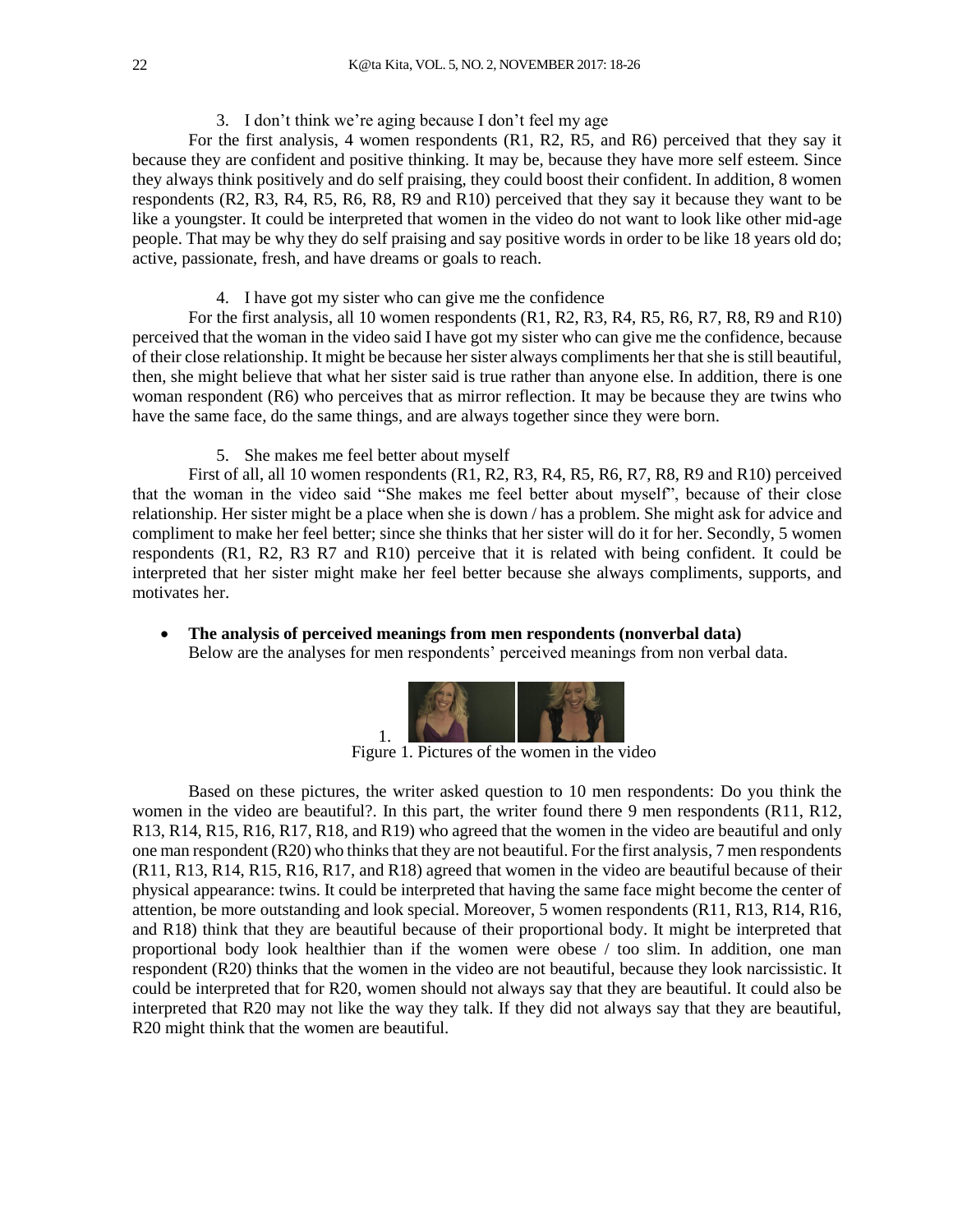3. I don't think we're aging because I don't feel my age

For the first analysis, 4 women respondents (R1, R2, R5, and R6) perceived that they say it because they are confident and positive thinking. It may be, because they have more self esteem. Since they always think positively and do self praising, they could boost their confident. In addition, 8 women respondents (R2, R3, R4, R5, R6, R8, R9 and R10) perceived that they say it because they want to be like a youngster. It could be interpreted that women in the video do not want to look like other mid-age people. That may be why they do self praising and say positive words in order to be like 18 years old do; active, passionate, fresh, and have dreams or goals to reach.

4. I have got my sister who can give me the confidence

For the first analysis, all 10 women respondents (R1, R2, R3, R4, R5, R6, R7, R8, R9 and R10) perceived that the woman in the video said I have got my sister who can give me the confidence, because of their close relationship. It might be because her sister always compliments her that she is still beautiful, then, she might believe that what her sister said is true rather than anyone else. In addition, there is one woman respondent (R6) who perceives that as mirror reflection. It may be because they are twins who have the same face, do the same things, and are always together since they were born.

5. She makes me feel better about myself

First of all, all 10 women respondents (R1, R2, R3, R4, R5, R6, R7, R8, R9 and R10) perceived that the woman in the video said "She makes me feel better about myself", because of their close relationship. Her sister might be a place when she is down / has a problem. She might ask for advice and compliment to make her feel better; since she thinks that her sister will do it for her. Secondly, 5 women respondents (R1, R2, R3 R7 and R10) perceive that it is related with being confident. It could be interpreted that her sister might make her feel better because she always compliments, supports, and motivates her.

- **The analysis of perceived meanings from men respondents (nonverbal data)**
  Below are the analyses for men respondents' perceived meanings from non verbal data.

1.

Figure 1. Pictures of the women in the video

Based on these pictures, the writer asked question to 10 men respondents: Do you think the women in the video are beautiful?. In this part, the writer found there 9 men respondents (R11, R12, R13, R14, R15, R16, R17, R18, and R19) who agreed that the women in the video are beautiful and only one man respondent (R20) who thinks that they are not beautiful. For the first analysis, 7 men respondents (R11, R13, R14, R15, R16, R17, and R18) agreed that women in the video are beautiful because of their physical appearance: twins. It could be interpreted that having the same face might become the center of attention, be more outstanding and look special. Moreover, 5 women respondents (R11, R13, R14, R16, and R18) think that they are beautiful because of their proportional body. It might be interpreted that proportional body look healthier than if the women were obese / too slim. In addition, one man respondent (R20) thinks that the women in the video are not beautiful, because they look narcissistic. It could be interpreted that for R20, women should not always say that they are beautiful. It could also be interpreted that R20 may not like the way they talk. If they did not always say that they are beautiful, R20 might think that the women are beautiful.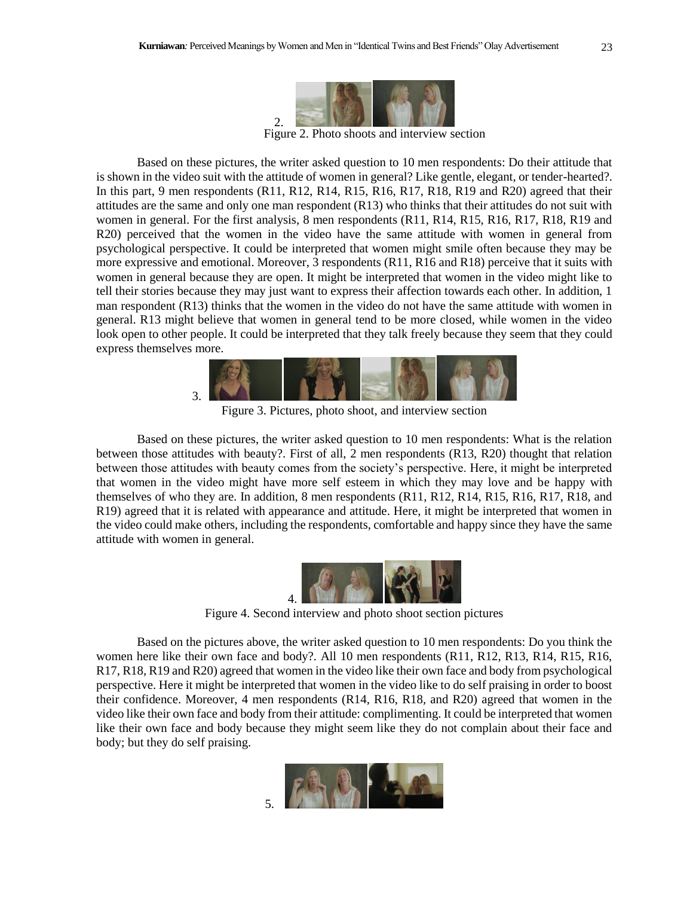2.

Figure 2. Photo shoots and interview section

Based on these pictures, the writer asked question to 10 men respondents: Do their attitude that is shown in the video suit with the attitude of women in general? Like gentle, elegant, or tender-hearted?. In this part, 9 men respondents (R11, R12, R14, R15, R16, R17, R18, R19 and R20) agreed that their attitudes are the same and only one man respondent (R13) who thinks that their attitudes do not suit with women in general. For the first analysis, 8 men respondents (R11, R14, R15, R16, R17, R18, R19 and R20) perceived that the women in the video have the same attitude with women in general from psychological perspective. It could be interpreted that women might smile often because they may be more expressive and emotional. Moreover, 3 respondents (R11, R16 and R18) perceive that it suits with women in general because they are open. It might be interpreted that women in the video might like to tell their stories because they may just want to express their affection towards each other. In addition, 1 man respondent (R13) thinks that the women in the video do not have the same attitude with women in general. R13 might believe that women in general tend to be more closed, while women in the video look open to other people. It could be interpreted that they talk freely because they seem that they could express themselves more.

3.

Figure 3. Pictures, photo shoot, and interview section

Based on these pictures, the writer asked question to 10 men respondents: What is the relation between those attitudes with beauty?. First of all, 2 men respondents (R13, R20) thought that relation between those attitudes with beauty comes from the society's perspective. Here, it might be interpreted that women in the video might have more self esteem in which they may love and be happy with themselves of who they are. In addition, 8 men respondents (R11, R12, R14, R15, R16, R17, R18, and R19) agreed that it is related with appearance and attitude. Here, it might be interpreted that women in the video could make others, including the respondents, comfortable and happy since they have the same attitude with women in general.

4.

Figure 4. Second interview and photo shoot section pictures

Based on the pictures above, the writer asked question to 10 men respondents: Do you think the women here like their own face and body?. All 10 men respondents (R11, R12, R13, R14, R15, R16, R17, R18, R19 and R20) agreed that women in the video like their own face and body from psychological perspective. Here it might be interpreted that women in the video like to do self praising in order to boost their confidence. Moreover, 4 men respondents (R14, R16, R18, and R20) agreed that women in the video like their own face and body from their attitude: complimenting. It could be interpreted that women like their own face and body because they might seem like they do not complain about their face and body; but they do self praising.

5.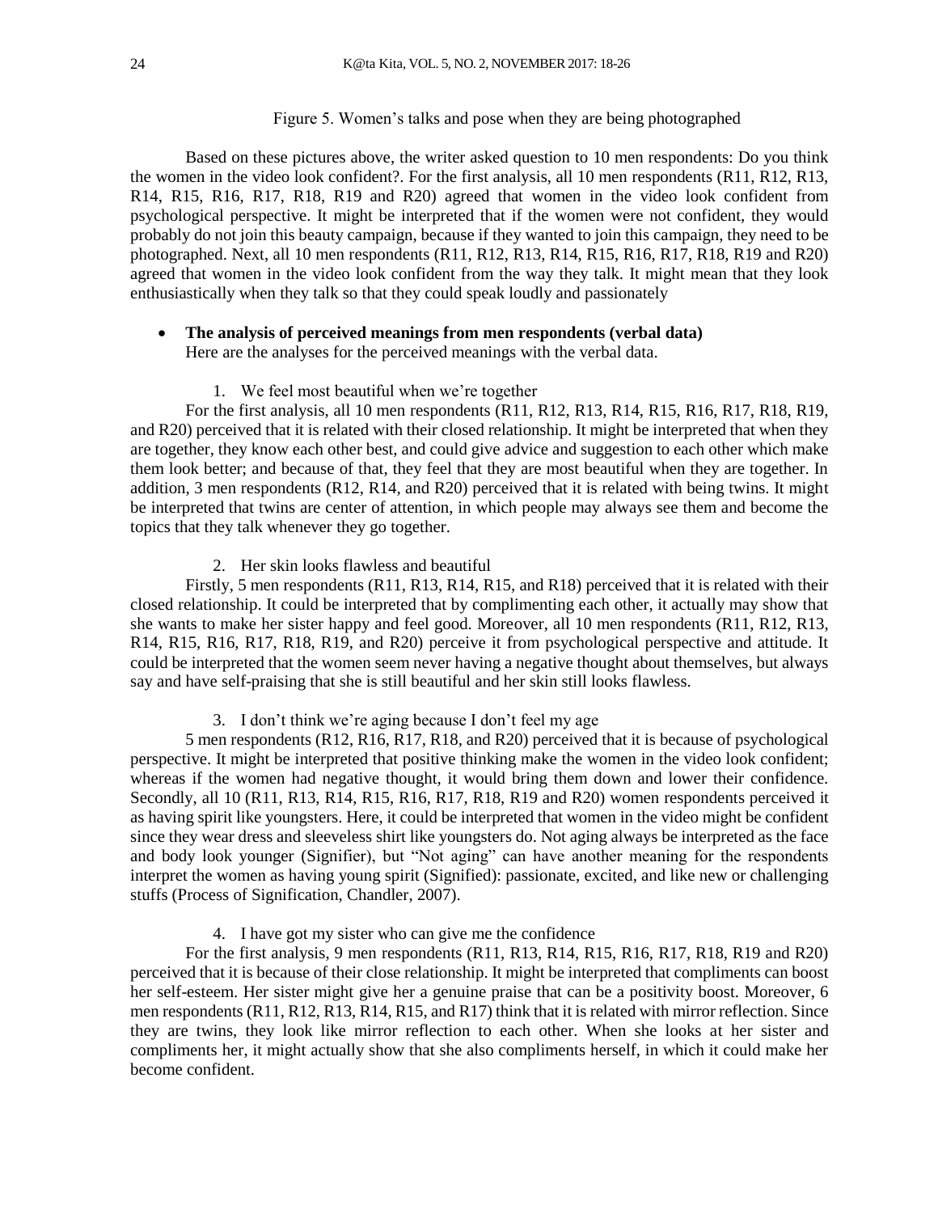Figure 5. Women's talks and pose when they are being photographed

Based on these pictures above, the writer asked question to 10 men respondents: Do you think the women in the video look confident?. For the first analysis, all 10 men respondents (R11, R12, R13, R14, R15, R16, R17, R18, R19 and R20) agreed that women in the video look confident from psychological perspective. It might be interpreted that if the women were not confident, they would probably do not join this beauty campaign, because if they wanted to join this campaign, they need to be photographed. Next, all 10 men respondents (R11, R12, R13, R14, R15, R16, R17, R18, R19 and R20) agreed that women in the video look confident from the way they talk. It might mean that they look enthusiastically when they talk so that they could speak loudly and passionately

- **The analysis of perceived meanings from men respondents (verbal data)**
  Here are the analyses for the perceived meanings with the verbal data.

1. We feel most beautiful when we're together

For the first analysis, all 10 men respondents (R11, R12, R13, R14, R15, R16, R17, R18, R19, and R20) perceived that it is related with their closed relationship. It might be interpreted that when they are together, they know each other best, and could give advice and suggestion to each other which make them look better; and because of that, they feel that they are most beautiful when they are together. In addition, 3 men respondents (R12, R14, and R20) perceived that it is related with being twins. It might be interpreted that twins are center of attention, in which people may always see them and become the topics that they talk whenever they go together.

2. Her skin looks flawless and beautiful

Firstly, 5 men respondents (R11, R13, R14, R15, and R18) perceived that it is related with their closed relationship. It could be interpreted that by complimenting each other, it actually may show that she wants to make her sister happy and feel good. Moreover, all 10 men respondents (R11, R12, R13, R14, R15, R16, R17, R18, R19, and R20) perceive it from psychological perspective and attitude. It could be interpreted that the women seem never having a negative thought about themselves, but always say and have self-praising that she is still beautiful and her skin still looks flawless.

3. I don't think we're aging because I don't feel my age

5 men respondents (R12, R16, R17, R18, and R20) perceived that it is because of psychological perspective. It might be interpreted that positive thinking make the women in the video look confident; whereas if the women had negative thought, it would bring them down and lower their confidence. Secondly, all 10 (R11, R13, R14, R15, R16, R17, R18, R19 and R20) women respondents perceived it as having spirit like youngsters. Here, it could be interpreted that women in the video might be confident since they wear dress and sleeveless shirt like youngsters do. Not aging always be interpreted as the face and body look younger (Signifier), but "Not aging" can have another meaning for the respondents interpret the women as having young spirit (Signified): passionate, excited, and like new or challenging stuffs (Process of Signification, Chandler, 2007).

4. I have got my sister who can give me the confidence

For the first analysis, 9 men respondents (R11, R13, R14, R15, R16, R17, R18, R19 and R20) perceived that it is because of their close relationship. It might be interpreted that compliments can boost her self-esteem. Her sister might give her a genuine praise that can be a positivity boost. Moreover, 6 men respondents (R11, R12, R13, R14, R15, and R17) think that it is related with mirror reflection. Since they are twins, they look like mirror reflection to each other. When she looks at her sister and compliments her, it might actually show that she also compliments herself, in which it could make her become confident.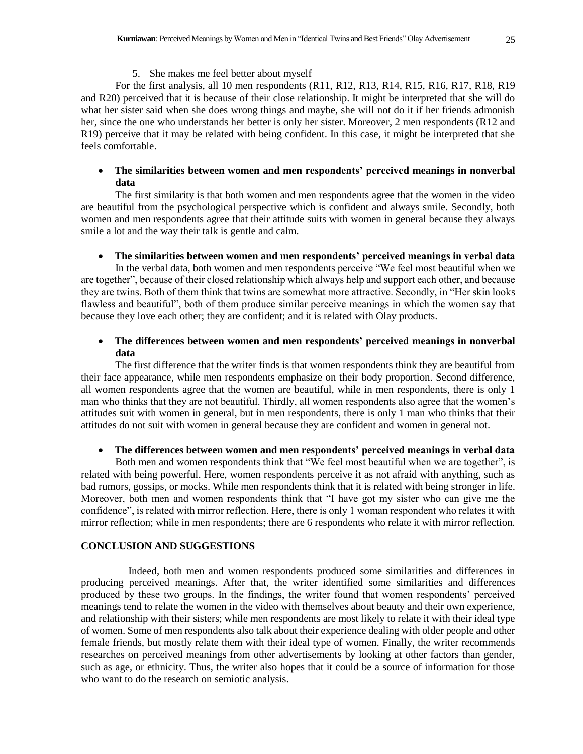5. She makes me feel better about myself

For the first analysis, all 10 men respondents (R11, R12, R13, R14, R15, R16, R17, R18, R19 and R20) perceived that it is because of their close relationship. It might be interpreted that she will do what her sister said when she does wrong things and maybe, she will not do it if her friends admonish her, since the one who understands her better is only her sister. Moreover, 2 men respondents (R12 and R19) perceive that it may be related with being confident. In this case, it might be interpreted that she feels comfortable.

- **The similarities between women and men respondents' perceived meanings in nonverbal data**

The first similarity is that both women and men respondents agree that the women in the video are beautiful from the psychological perspective which is confident and always smile. Secondly, both women and men respondents agree that their attitude suits with women in general because they always smile a lot and the way their talk is gentle and calm.

- **The similarities between women and men respondents' perceived meanings in verbal data**

In the verbal data, both women and men respondents perceive "We feel most beautiful when we are together", because of their closed relationship which always help and support each other, and because they are twins. Both of them think that twins are somewhat more attractive. Secondly, in "Her skin looks flawless and beautiful", both of them produce similar perceive meanings in which the women say that because they love each other; they are confident; and it is related with Olay products.

- **The differences between women and men respondents' perceived meanings in nonverbal data**

The first difference that the writer finds is that women respondents think they are beautiful from their face appearance, while men respondents emphasize on their body proportion. Second difference, all women respondents agree that the women are beautiful, while in men respondents, there is only 1 man who thinks that they are not beautiful. Thirdly, all women respondents also agree that the women's attitudes suit with women in general, but in men respondents, there is only 1 man who thinks that their attitudes do not suit with women in general because they are confident and women in general not.

- **The differences between women and men respondents' perceived meanings in verbal data**

Both men and women respondents think that "We feel most beautiful when we are together", is related with being powerful. Here, women respondents perceive it as not afraid with anything, such as bad rumors, gossips, or mocks. While men respondents think that it is related with being stronger in life. Moreover, both men and women respondents think that "I have got my sister who can give me the confidence", is related with mirror reflection. Here, there is only 1 woman respondent who relates it with mirror reflection; while in men respondents; there are 6 respondents who relate it with mirror reflection.

## CONCLUSION AND SUGGESTIONS

Indeed, both men and women respondents produced some similarities and differences in producing perceived meanings. After that, the writer identified some similarities and differences produced by these two groups. In the findings, the writer found that women respondents' perceived meanings tend to relate the women in the video with themselves about beauty and their own experience, and relationship with their sisters; while men respondents are most likely to relate it with their ideal type of women. Some of men respondents also talk about their experience dealing with older people and other female friends, but mostly relate them with their ideal type of women. Finally, the writer recommends researches on perceived meanings from other advertisements by looking at other factors than gender, such as age, or ethnicity. Thus, the writer also hopes that it could be a source of information for those who want to do the research on semiotic analysis.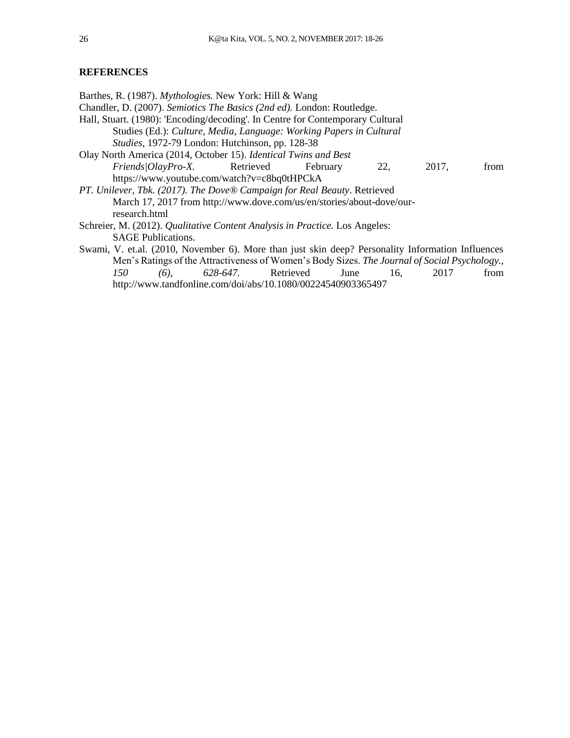## REFERENCES

Barthes, R. (1987). *Mythologies.* New York: Hill & Wang

Chandler, D. (2007). *Semiotics The Basics (2nd ed).* London: Routledge.

Hall, Stuart. (1980): 'Encoding/decoding'. In Centre for Contemporary Cultural Studies (Ed.): *Culture, Media, Language: Working Papers in Cultural Studies*, 1972-79 London: Hutchinson, pp. 128-38

Olay North America (2014, October 15). *Identical Twins and Best Friends|OlayPro-X.* Retrieved February 22, 2017, from https://www.youtube.com/watch?v=c8bq0tHPCkA

*PT. Unilever, Tbk. (2017). The Dove® Campaign for Real Beauty*. Retrieved March 17, 2017 from http://www.dove.com/us/en/stories/about-dove/our-research.html

Schreier, M. (2012). *Qualitative Content Analysis in Practice.* Los Angeles: SAGE Publications.

Swami, V. et.al. (2010, November 6). More than just skin deep? Personality Information Influences Men's Ratings of the Attractiveness of Women's Body Sizes. *The Journal of Social Psychology., 150 (6), 628-647.* Retrieved June 16, 2017 from http://www.tandfonline.com/doi/abs/10.1080/00224540903365497